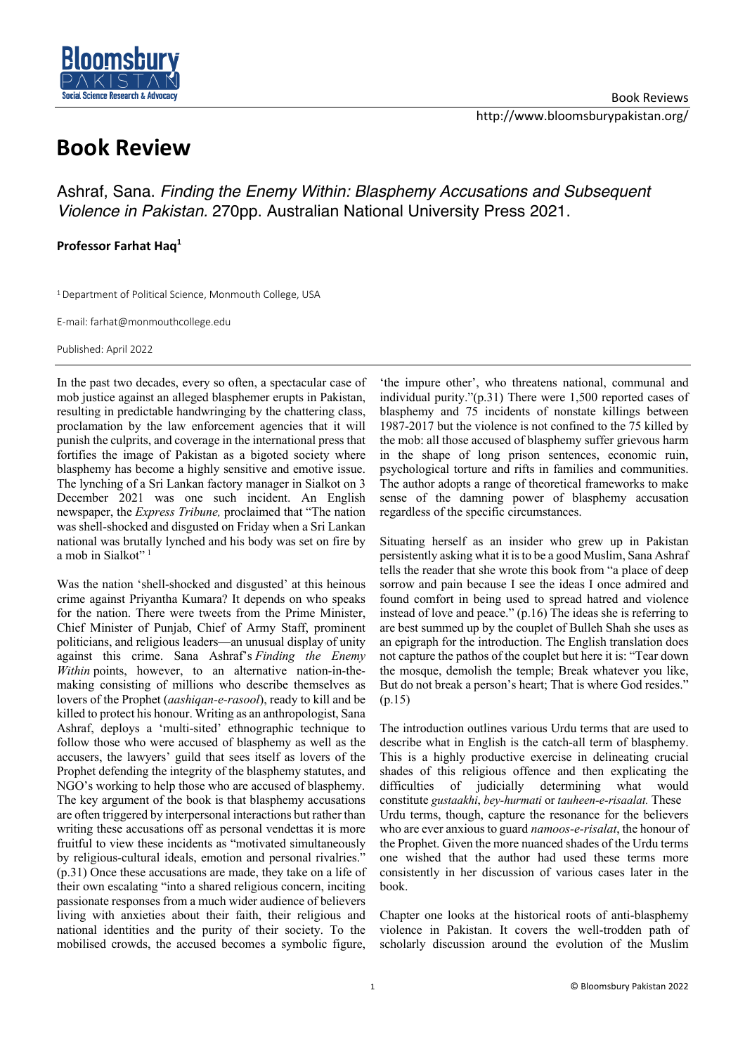# Book Review

Ashraf, Sana. *Finding the Enemy Within: Blasphemy Accusations and Subsequent Violence in Pakistan.* 270pp. Australian National University Press 2021.

**Professor Farhat Haq**[1]

[1] Department of Political Science, Monmouth College, USA

E-mail: farhat@monmouthcollege.edu

Published: April 2022

In the past two decades, every so often, a spectacular case of mob justice against an alleged blasphemer erupts in Pakistan, resulting in predictable handwringing by the chattering class, proclamation by the law enforcement agencies that it will punish the culprits, and coverage in the international press that fortifies the image of Pakistan as a bigoted society where blasphemy has become a highly sensitive and emotive issue. The lynching of a Sri Lankan factory manager in Sialkot on 3 December 2021 was one such incident. An English newspaper, the *Express Tribune,* proclaimed that "The nation was shell-shocked and disgusted on Friday when a Sri Lankan national was brutally lynched and his body was set on fire by a mob in Sialkot" [1]

Was the nation 'shell-shocked and disgusted' at this heinous crime against Priyantha Kumara? It depends on who speaks for the nation. There were tweets from the Prime Minister, Chief Minister of Punjab, Chief of Army Staff, prominent politicians, and religious leaders—an unusual display of unity against this crime. Sana Ashraf's *Finding the Enemy Within* points, however, to an alternative nation-in-the-making consisting of millions who describe themselves as lovers of the Prophet (*aashiqan-e-rasool*), ready to kill and be killed to protect his honour. Writing as an anthropologist, Sana Ashraf, deploys a 'multi-sited' ethnographic technique to follow those who were accused of blasphemy as well as the accusers, the lawyers' guild that sees itself as lovers of the Prophet defending the integrity of the blasphemy statutes, and NGO's working to help those who are accused of blasphemy. The key argument of the book is that blasphemy accusations are often triggered by interpersonal interactions but rather than writing these accusations off as personal vendettas it is more fruitful to view these incidents as "motivated simultaneously by religious-cultural ideals, emotion and personal rivalries." (p.31) Once these accusations are made, they take on a life of their own escalating "into a shared religious concern, inciting passionate responses from a much wider audience of believers living with anxieties about their faith, their religious and national identities and the purity of their society. To the mobilised crowds, the accused becomes a symbolic figure, 'the impure other', who threatens national, communal and individual purity."(p.31) There were 1,500 reported cases of blasphemy and 75 incidents of nonstate killings between 1987-2017 but the violence is not confined to the 75 killed by the mob: all those accused of blasphemy suffer grievous harm in the shape of long prison sentences, economic ruin, psychological torture and rifts in families and communities. The author adopts a range of theoretical frameworks to make sense of the damning power of blasphemy accusation regardless of the specific circumstances.

Situating herself as an insider who grew up in Pakistan persistently asking what it is to be a good Muslim, Sana Ashraf tells the reader that she wrote this book from "a place of deep sorrow and pain because I see the ideas I once admired and found comfort in being used to spread hatred and violence instead of love and peace." (p.16) The ideas she is referring to are best summed up by the couplet of Bulleh Shah she uses as an epigraph for the introduction. The English translation does not capture the pathos of the couplet but here it is: "Tear down the mosque, demolish the temple; Break whatever you like, But do not break a person's heart; That is where God resides." (p.15)

The introduction outlines various Urdu terms that are used to describe what in English is the catch-all term of blasphemy. This is a highly productive exercise in delineating crucial shades of this religious offence and then explicating the difficulties of judicially determining what would constitute *gustaakhi*, *bey-hurmati* or *tauheen-e-risaalat.* These Urdu terms, though, capture the resonance for the believers who are ever anxious to guard *namoos-e-risalat*, the honour of the Prophet. Given the more nuanced shades of the Urdu terms one wished that the author had used these terms more consistently in her discussion of various cases later in the book.

Chapter one looks at the historical roots of anti-blasphemy violence in Pakistan. It covers the well-trodden path of scholarly discussion around the evolution of the Muslim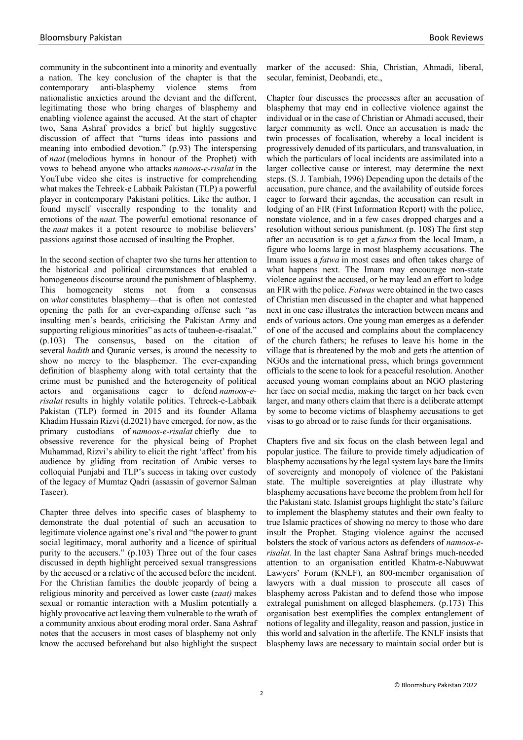community in the subcontinent into a minority and eventually a nation. The key conclusion of the chapter is that the contemporary anti-blasphemy violence stems from nationalistic anxieties around the deviant and the different, legitimating those who bring charges of blasphemy and enabling violence against the accused. At the start of chapter two, Sana Ashraf provides a brief but highly suggestive discussion of affect that "turns ideas into passions and meaning into embodied devotion." (p.93) The interspersing of *naat* (melodious hymns in honour of the Prophet) with vows to behead anyone who attacks *namoos-e-risalat* in the YouTube video she cites is instructive for comprehending what makes the Tehreek-e Labbaik Pakistan (TLP) a powerful player in contemporary Pakistani politics. Like the author, I found myself viscerally responding to the tonality and emotions of the *naat.* The powerful emotional resonance of the *naat* makes it a potent resource to mobilise believers' passions against those accused of insulting the Prophet.

In the second section of chapter two she turns her attention to the historical and political circumstances that enabled a homogeneous discourse around the punishment of blasphemy. This homogeneity stems not from a consensus on *what* constitutes blasphemy—that is often not contested opening the path for an ever-expanding offense such "as insulting men's beards, criticising the Pakistan Army and supporting religious minorities" as acts of tauheen-e-risaalat." (p.103) The consensus, based on the citation of several *hadith* and Quranic verses, is around the necessity to show no mercy to the blasphemer. The ever-expanding definition of blasphemy along with total certainty that the crime must be punished and the heterogeneity of political actors and organisations eager to defend *namoos-e-risalat* results in highly volatile politics. Tehreek-e-Labbaik Pakistan (TLP) formed in 2015 and its founder Allama Khadim Hussain Rizvi (d.2021) have emerged, for now, as the primary custodians of *namoos-e-risalat* chiefly due to obsessive reverence for the physical being of Prophet Muhammad, Rizvi's ability to elicit the right 'affect' from his audience by gliding from recitation of Arabic verses to colloquial Punjabi and TLP's success in taking over custody of the legacy of Mumtaz Qadri (assassin of governor Salman Taseer).

Chapter three delves into specific cases of blasphemy to demonstrate the dual potential of such an accusation to legitimate violence against one's rival and "the power to grant social legitimacy, moral authority and a licence of spiritual purity to the accusers." (p.103) Three out of the four cases discussed in depth highlight perceived sexual transgressions by the accused or a relative of the accused before the incident. For the Christian families the double jeopardy of being a religious minority and perceived as lower caste (*zaat)* makes sexual or romantic interaction with a Muslim potentially a highly provocative act leaving them vulnerable to the wrath of a community anxious about eroding moral order. Sana Ashraf notes that the accusers in most cases of blasphemy not only know the accused beforehand but also highlight the suspect marker of the accused: Shia, Christian, Ahmadi, liberal, secular, feminist, Deobandi, etc.,

Chapter four discusses the processes after an accusation of blasphemy that may end in collective violence against the individual or in the case of Christian or Ahmadi accused, their larger community as well. Once an accusation is made the twin processes of focalisation, whereby a local incident is progressively denuded of its particulars, and transvaluation, in which the particulars of local incidents are assimilated into a larger collective cause or interest, may determine the next steps. (S. J. Tambiah, 1996) Depending upon the details of the accusation, pure chance, and the availability of outside forces eager to forward their agendas, the accusation can result in lodging of an FIR (First Information Report) with the police, nonstate violence, and in a few cases dropped charges and a resolution without serious punishment. (p. 108) The first step after an accusation is to get a *fatwa* from the local Imam, a figure who looms large in most blasphemy accusations. The Imam issues a *fatwa* in most cases and often takes charge of what happens next. The Imam may encourage non-state violence against the accused, or he may lead an effort to lodge an FIR with the police. *Fatwas* were obtained in the two cases of Christian men discussed in the chapter and what happened next in one case illustrates the interaction between means and ends of various actors. One young man emerges as a defender of one of the accused and complains about the complacency of the church fathers; he refuses to leave his home in the village that is threatened by the mob and gets the attention of NGOs and the international press, which brings government officials to the scene to look for a peaceful resolution. Another accused young woman complains about an NGO plastering her face on social media, making the target on her back even larger, and many others claim that there is a deliberate attempt by some to become victims of blasphemy accusations to get visas to go abroad or to raise funds for their organisations.

Chapters five and six focus on the clash between legal and popular justice. The failure to provide timely adjudication of blasphemy accusations by the legal system lays bare the limits of sovereignty and monopoly of violence of the Pakistani state. The multiple sovereignties at play illustrate why blasphemy accusations have become the problem from hell for the Pakistani state. Islamist groups highlight the state's failure to implement the blasphemy statutes and their own fealty to true Islamic practices of showing no mercy to those who dare insult the Prophet. Staging violence against the accused bolsters the stock of various actors as defenders of *namoos-e-risalat.* In the last chapter Sana Ashraf brings much-needed attention to an organisation entitled Khatm-e-Nabuwwat Lawyers' Forum (KNLF), an 800-member organisation of lawyers with a dual mission to prosecute all cases of blasphemy across Pakistan and to defend those who impose extralegal punishment on alleged blasphemers. (p.173) This organisation best exemplifies the complex entanglement of notions of legality and illegality, reason and passion, justice in this world and salvation in the afterlife. The KNLF insists that blasphemy laws are necessary to maintain social order but is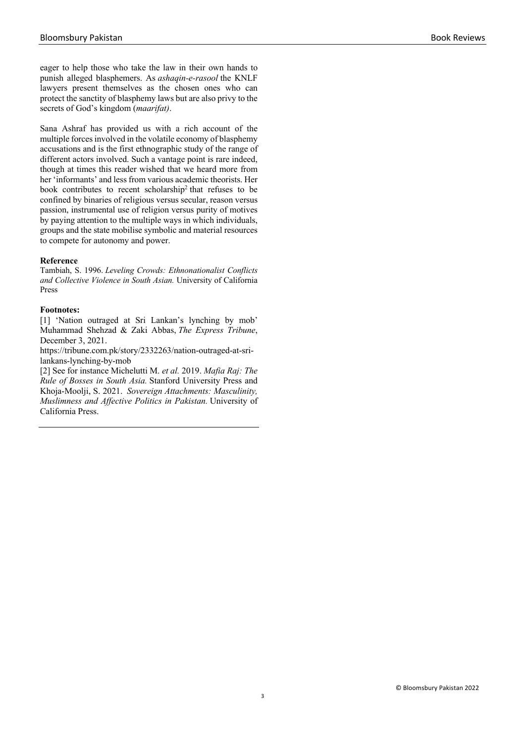eager to help those who take the law in their own hands to punish alleged blasphemers. As *ashaqin-e-rasool* the KNLF lawyers present themselves as the chosen ones who can protect the sanctity of blasphemy laws but are also privy to the secrets of God's kingdom (*maarifat)*.

Sana Ashraf has provided us with a rich account of the multiple forces involved in the volatile economy of blasphemy accusations and is the first ethnographic study of the range of different actors involved. Such a vantage point is rare indeed, though at times this reader wished that we heard more from her 'informants' and less from various academic theorists. Her book contributes to recent scholarship[2] that refuses to be confined by binaries of religious versus secular, reason versus passion, instrumental use of religion versus purity of motives by paying attention to the multiple ways in which individuals, groups and the state mobilise symbolic and material resources to compete for autonomy and power.

**Reference**

Tambiah, S. 1996. *Leveling Crowds: Ethnonationalist Conflicts and Collective Violence in South Asian.* University of California Press

**Footnotes:**

[1] 'Nation outraged at Sri Lankan's lynching by mob' Muhammad Shehzad & Zaki Abbas, *The Express Tribune*, December 3, 2021.
https://tribune.com.pk/story/2332263/nation-outraged-at-sri-lankans-lynching-by-mob

[2] See for instance Michelutti M. *et al.* 2019. *Mafia Raj: The Rule of Bosses in South Asia.* Stanford University Press and Khoja-Moolji, S. 2021. *Sovereign Attachments: Masculinity, Muslimness and Affective Politics in Pakistan.* University of California Press.